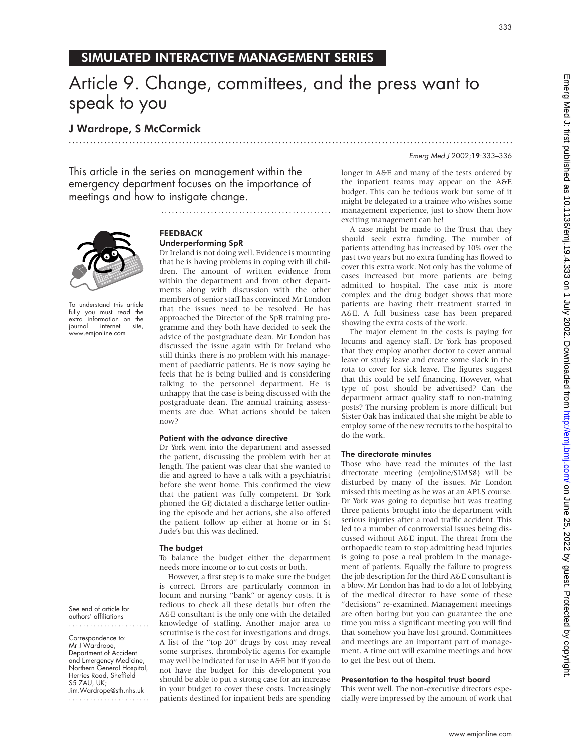## SIMULATED INTERACTIVE MANAGEMENT SERIES

# Article 9. Change, committees, and the press want to speak to you

### J Wardrope, S McCormick

This article in the series on management within the emergency department focuses on the importance of meetings and how to instigate change.

To understand this article fully you must read the extra information on the journal internet site, www.emjonline.com

See end of article for authors' affiliations

Correspondence to: Mr J Wardrope, Department of Accident and Emergency Medicine, Northern General Hospital, Herries Road, Sheffield S5 7AU, UK; Jim.Wardrope@sth.nhs.uk

## FEEDBACK

### Underperforming SpR

Dr Ireland is not doing well. Evidence is mounting that he is having problems in coping with ill children. The amount of written evidence from within the department and from other departments along with discussion with the other members of senior staff has convinced Mr London that the issues need to be resolved. He has approached the Director of the SpR training programme and they both have decided to seek the advice of the postgraduate dean. Mr London has discussed the issue again with Dr Ireland who still thinks there is no problem with his management of paediatric patients. He is now saying he feels that he is being bullied and is considering talking to the personnel department. He is unhappy that the case is being discussed with the postgraduate dean. The annual training assessments are due. What actions should be taken now?

### Patient with the advance directive

Dr York went into the department and assessed the patient, discussing the problem with her at length. The patient was clear that she wanted to die and agreed to have a talk with a psychiatrist before she went home. This confirmed the view that the patient was fully competent. Dr York phoned the GP, dictated a discharge letter outlining the episode and her actions, she also offered the patient follow up either at home or in St Jude's but this was declined.

### The budget

To balance the budget either the department needs more income or to cut costs or both.

However, a first step is to make sure the budget is correct. Errors are particularly common in locum and nursing "bank" or agency costs. It is tedious to check all these details but often the A&E consultant is the only one with the detailed knowledge of staffing. Another major area to scrutinise is the cost for investigations and drugs. A list of the "top 20" drugs by cost may reveal some surprises, thrombolytic agents for example may well be indicated for use in A&E but if you do not have the budget for this development you should be able to put a strong case for an increase in your budget to cover these costs. Increasingly patients destined for inpatient beds are spending longer in A&E and many of the tests ordered by the inpatient teams may appear on the A&E budget. This can be tedious work but some of it might be delegated to a trainee who wishes some management experience, just to show them how exciting management can be!

A case might be made to the Trust that they should seek extra funding. The number of patients attending has increased by 10% over the past two years but no extra funding has flowed to cover this extra work. Not only has the volume of cases increased but more patients are being admitted to hospital. The case mix is more complex and the drug budget shows that more patients are having their treatment started in A&E. A full business case has been prepared showing the extra costs of the work.

The major element in the costs is paying for locums and agency staff. Dr York has proposed that they employ another doctor to cover annual leave or study leave and create some slack in the rota to cover for sick leave. The figures suggest that this could be self financing. However, what type of post should be advertised? Can the department attract quality staff to non-training posts? The nursing problem is more difficult but Sister Oak has indicated that she might be able to employ some of the new recruits to the hospital to do the work.

### The directorate minutes

Those who have read the minutes of the last directorate meeting (emjoline/SIMS8) will be disturbed by many of the issues. Mr London missed this meeting as he was at an APLS course. Dr York was going to deputise but was treating three patients brought into the department with serious injuries after a road traffic accident. This led to a number of controversial issues being discussed without A&E input. The threat from the orthopaedic team to stop admitting head injuries is going to pose a real problem in the management of patients. Equally the failure to progress the job description for the third A&E consultant is a blow. Mr London has had to do a lot of lobbying of the medical director to have some of these "decisions" re-examined. Management meetings are often boring but you can guarantee the one time you miss a significant meeting you will find that somehow you have lost ground. Committees and meetings are an important part of management. A time out will examine meetings and how to get the best out of them.

### Presentation to the hospital trust board

This went well. The non-executive directors especially were impressed by the amount of work that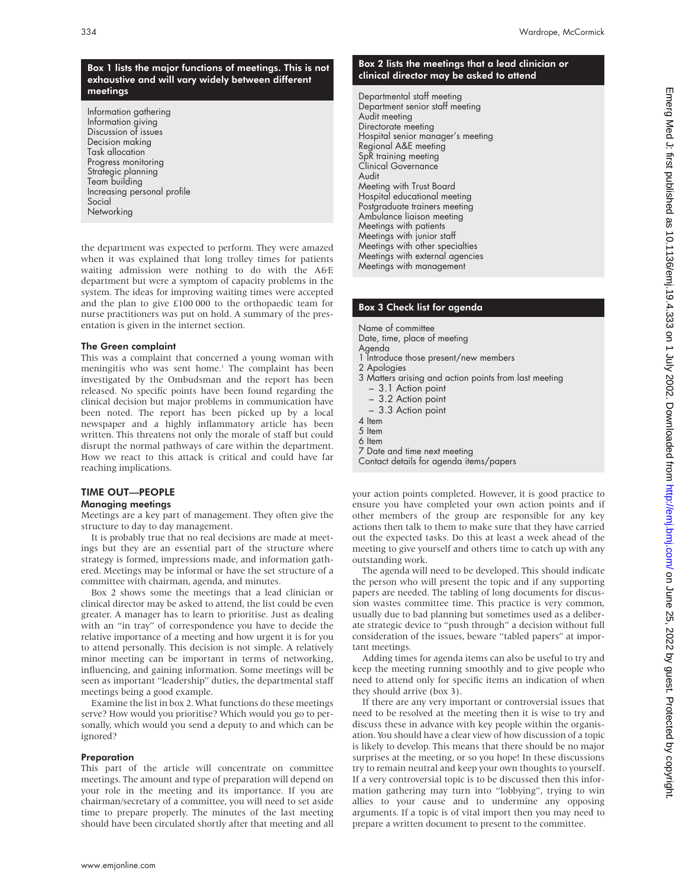**Box 1 lists the major functions of meetings. This is not exhaustive and will vary widely between different meetings**

Information gathering
Information giving
Discussion of issues
Decision making
Task allocation
Progress monitoring
Strategic planning
Team building
Increasing personal profile
Social
Networking

the department was expected to perform. They were amazed when it was explained that long trolley times for patients waiting admission were nothing to do with the A&E department but were a symptom of capacity problems in the system. The ideas for improving waiting times were accepted and the plan to give £100 000 to the orthopaedic team for nurse practitioners was put on hold. A summary of the presentation is given in the internet section.

### The Green complaint

This was a complaint that concerned a young woman with meningitis who was sent home.[1] The complaint has been investigated by the Ombudsman and the report has been released. No specific points have been found regarding the clinical decision but major problems in communication have been noted. The report has been picked up by a local newspaper and a highly inflammatory article has been written. This threatens not only the morale of staff but could disrupt the normal pathways of care within the department. How we react to this attack is critical and could have far reaching implications.

## TIME OUT—PEOPLE

### Managing meetings

Meetings are a key part of management. They often give the structure to day to day management.

It is probably true that no real decisions are made at meetings but they are an essential part of the structure where strategy is formed, impressions made, and information gathered. Meetings may be informal or have the set structure of a committee with chairman, agenda, and minutes.

Box 2 shows some the meetings that a lead clinician or clinical director may be asked to attend, the list could be even greater. A manager has to learn to prioritise. Just as dealing with an "in tray" of correspondence you have to decide the relative importance of a meeting and how urgent it is for you to attend personally. This decision is not simple. A relatively minor meeting can be important in terms of networking, influencing, and gaining information. Some meetings will be seen as important "leadership" duties, the departmental staff meetings being a good example.

Examine the list in box 2. What functions do these meetings serve? How would you prioritise? Which would you go to personally, which would you send a deputy to and which can be ignored?

### Preparation

This part of the article will concentrate on committee meetings. The amount and type of preparation will depend on your role in the meeting and its importance. If you are chairman/secretary of a committee, you will need to set aside time to prepare properly. The minutes of the last meeting should have been circulated shortly after that meeting and all your action points completed. However, it is good practice to ensure you have completed your own action points and if other members of the group are responsible for any key actions then talk to them to make sure that they have carried out the expected tasks. Do this at least a week ahead of the meeting to give yourself and others time to catch up with any outstanding work.

The agenda will need to be developed. This should indicate the person who will present the topic and if any supporting papers are needed. The tabling of long documents for discussion wastes committee time. This practice is very common, usually due to bad planning but sometimes used as a deliberate strategic device to "push through" a decision without full consideration of the issues, beware "tabled papers" at important meetings.

Adding times for agenda items can also be useful to try and keep the meeting running smoothly and to give people who need to attend only for specific items an indication of when they should arrive (box 3).

If there are any very important or controversial issues that need to be resolved at the meeting then it is wise to try and discuss these in advance with key people within the organisation. You should have a clear view of how discussion of a topic is likely to develop. This means that there should be no major surprises at the meeting, or so you hope! In these discussions try to remain neutral and keep your own thoughts to yourself. If a very controversial topic is to be discussed then this information gathering may turn into "lobbying", trying to win allies to your cause and to undermine any opposing arguments. If a topic is of vital import then you may need to prepare a written document to present to the committee.

**Box 2 lists the meetings that a lead clinician or clinical director may be asked to attend**

Departmental staff meeting
Department senior staff meeting
Audit meeting
Directorate meeting
Hospital senior manager's meeting
Regional A&E meeting
SpR training meeting
Clinical Governance
Audit
Meeting with Trust Board
Hospital educational meeting
Postgraduate trainers meeting
Ambulance liaison meeting
Meetings with patients
Meetings with junior staff
Meetings with other specialties
Meetings with external agencies
Meetings with management

**Box 3 Check list for agenda**

Name of committee
Date, time, place of meeting
Agenda
1 Introduce those present/new members
2 Apologies
3 Matters arising and action points from last meeting
– 3.1 Action point
– 3.2 Action point
– 3.3 Action point
4 Item
5 Item
6 Item
7 Date and time next meeting
Contact details for agenda items/papers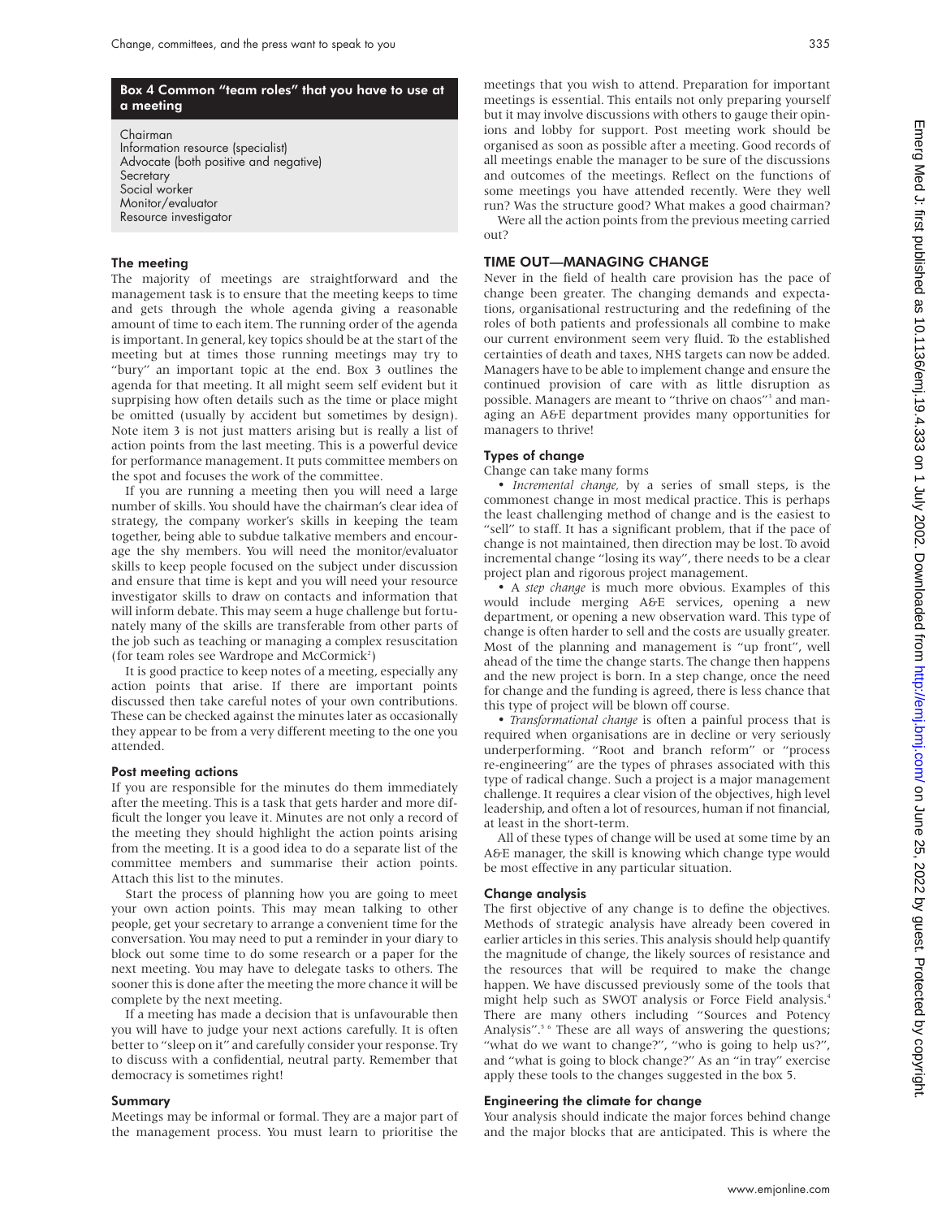**Box 4 Common "team roles" that you have to use at a meeting**

Chairman
Information resource (specialist)
Advocate (both positive and negative)
Secretary
Social worker
Monitor/evaluator
Resource investigator

### The meeting

The majority of meetings are straightforward and the management task is to ensure that the meeting keeps to time and gets through the whole agenda giving a reasonable amount of time to each item. The running order of the agenda is important. In general, key topics should be at the start of the meeting but at times those running meetings may try to "bury" an important topic at the end. Box 3 outlines the agenda for that meeting. It all might seem self evident but it suprpising how often details such as the time or place might be omitted (usually by accident but sometimes by design). Note item 3 is not just matters arising but is really a list of action points from the last meeting. This is a powerful device for performance management. It puts committee members on the spot and focuses the work of the committee.

If you are running a meeting then you will need a large number of skills. You should have the chairman's clear idea of strategy, the company worker's skills in keeping the team together, being able to subdue talkative members and encourage the shy members. You will need the monitor/evaluator skills to keep people focused on the subject under discussion and ensure that time is kept and you will need your resource investigator skills to draw on contacts and information that will inform debate. This may seem a huge challenge but fortunately many of the skills are transferable from other parts of the job such as teaching or managing a complex resuscitation (for team roles see Wardrope and McCormick[2])

It is good practice to keep notes of a meeting, especially any action points that arise. If there are important points discussed then take careful notes of your own contributions. These can be checked against the minutes later as occasionally they appear to be from a very different meeting to the one you attended.

### Post meeting actions

If you are responsible for the minutes do them immediately after the meeting. This is a task that gets harder and more difficult the longer you leave it. Minutes are not only a record of the meeting they should highlight the action points arising from the meeting. It is a good idea to do a separate list of the committee members and summarise their action points. Attach this list to the minutes.

Start the process of planning how you are going to meet your own action points. This may mean talking to other people, get your secretary to arrange a convenient time for the conversation. You may need to put a reminder in your diary to block out some time to do some research or a paper for the next meeting. You may have to delegate tasks to others. The sooner this is done after the meeting the more chance it will be complete by the next meeting.

If a meeting has made a decision that is unfavourable then you will have to judge your next actions carefully. It is often better to "sleep on it" and carefully consider your response. Try to discuss with a confidential, neutral party. Remember that democracy is sometimes right!

### Summary

Meetings may be informal or formal. They are a major part of the management process. You must learn to prioritise the meetings that you wish to attend. Preparation for important meetings is essential. This entails not only preparing yourself but it may involve discussions with others to gauge their opinions and lobby for support. Post meeting work should be organised as soon as possible after a meeting. Good records of all meetings enable the manager to be sure of the discussions and outcomes of the meetings. Reflect on the functions of some meetings you have attended recently. Were they well run? Was the structure good? What makes a good chairman?

Were all the action points from the previous meeting carried out?

## TIME OUT—MANAGING CHANGE

Never in the field of health care provision has the pace of change been greater. The changing demands and expectations, organisational restructuring and the redefining of the roles of both patients and professionals all combine to make our current environment seem very fluid. To the established certainties of death and taxes, NHS targets can now be added. Managers have to be able to implement change and ensure the continued provision of care with as little disruption as possible. Managers are meant to "thrive on chaos"[3] and managing an A&E department provides many opportunities for managers to thrive!

### Types of change

Change can take many forms

- *Incremental change,* by a series of small steps, is the commonest change in most medical practice. This is perhaps the least challenging method of change and is the easiest to "sell" to staff. It has a significant problem, that if the pace of change is not maintained, then direction may be lost. To avoid incremental change "losing its way", there needs to be a clear project plan and rigorous project management.
- A *step change* is much more obvious. Examples of this would include merging A&E services, opening a new department, or opening a new observation ward. This type of change is often harder to sell and the costs are usually greater. Most of the planning and management is "up front", well ahead of the time the change starts. The change then happens and the new project is born. In a step change, once the need for change and the funding is agreed, there is less chance that this type of project will be blown off course.
- *Transformational change* is often a painful process that is required when organisations are in decline or very seriously underperforming. "Root and branch reform" or "process re-engineering" are the types of phrases associated with this type of radical change. Such a project is a major management challenge. It requires a clear vision of the objectives, high level leadership, and often a lot of resources, human if not financial, at least in the short-term.

All of these types of change will be used at some time by an A&E manager, the skill is knowing which change type would be most effective in any particular situation.

### Change analysis

The first objective of any change is to define the objectives. Methods of strategic analysis have already been covered in earlier articles in this series. This analysis should help quantify the magnitude of change, the likely sources of resistance and the resources that will be required to make the change happen. We have discussed previously some of the tools that might help such as SWOT analysis or Force Field analysis.[4] There are many others including "Sources and Potency Analysis".[5,6] These are all ways of answering the questions; "what do we want to change?", "who is going to help us?", and "what is going to block change?" As an "in tray" exercise apply these tools to the changes suggested in the box 5.

### Engineering the climate for change

Your analysis should indicate the major forces behind change and the major blocks that are anticipated. This is where the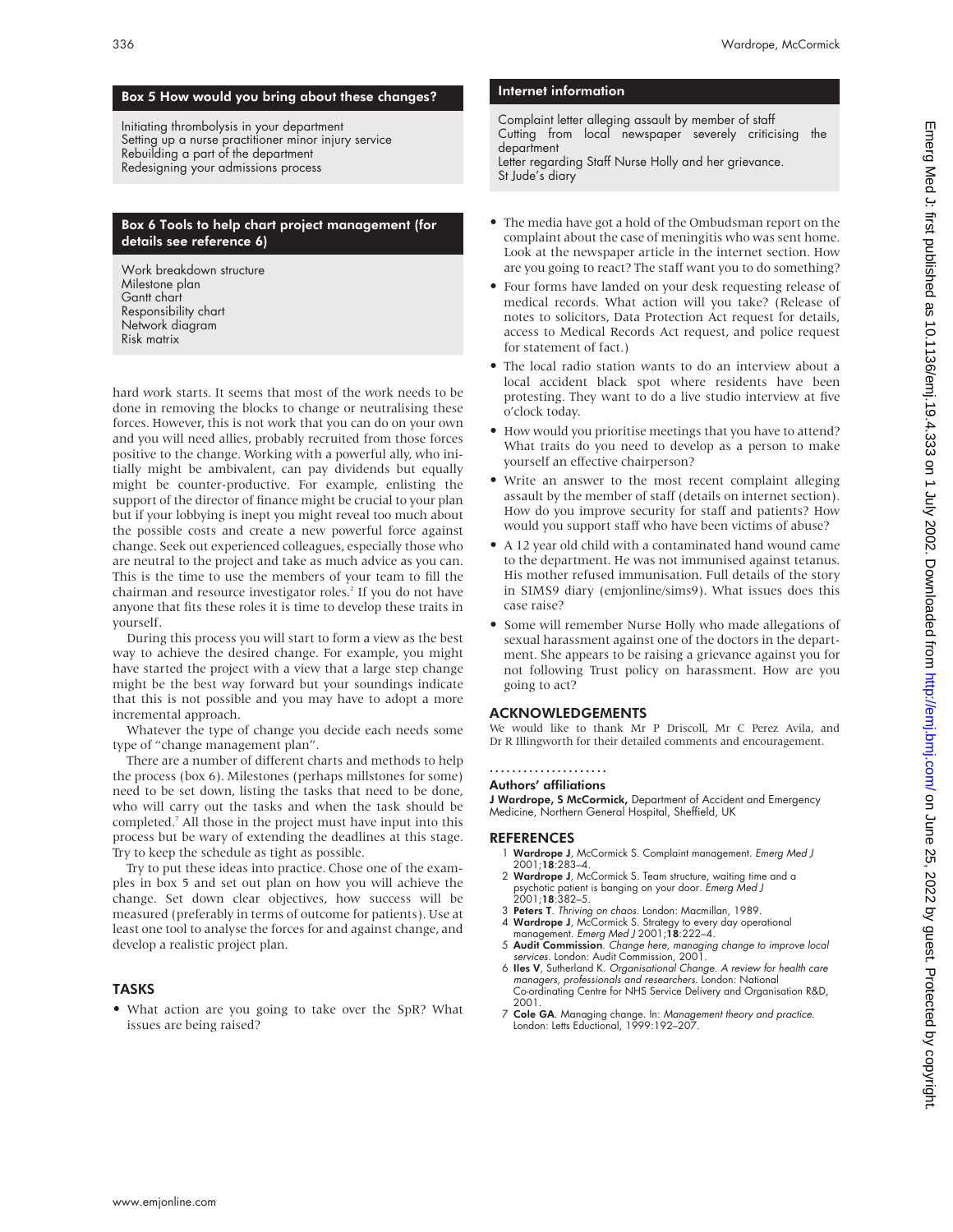### Box 5 How would you bring about these changes?

Initiating thrombolysis in your department
Setting up a nurse practitioner minor injury service
Rebuilding a part of the department
Redesigning your admissions process

### Box 6 Tools to help chart project management (for details see reference 6)

Work breakdown structure
Milestone plan
Gantt chart
Responsibility chart
Network diagram
Risk matrix

hard work starts. It seems that most of the work needs to be done in removing the blocks to change or neutralising these forces. However, this is not work that you can do on your own and you will need allies, probably recruited from those forces positive to the change. Working with a powerful ally, who initially might be ambivalent, can pay dividends but equally might be counter-productive. For example, enlisting the support of the director of finance might be crucial to your plan but if your lobbying is inept you might reveal too much about the possible costs and create a new powerful force against change. Seek out experienced colleagues, especially those who are neutral to the project and take as much advice as you can. This is the time to use the members of your team to fill the chairman and resource investigator roles.[2] If you do not have anyone that fits these roles it is time to develop these traits in yourself.

During this process you will start to form a view as the best way to achieve the desired change. For example, you might have started the project with a view that a large step change might be the best way forward but your soundings indicate that this is not possible and you may have to adopt a more incremental approach.

Whatever the type of change you decide each needs some type of "change management plan".

There are a number of different charts and methods to help the process (box 6). Milestones (perhaps millstones for some) need to be set down, listing the tasks that need to be done, who will carry out the tasks and when the task should be completed.[7] All those in the project must have input into this process but be wary of extending the deadlines at this stage. Try to keep the schedule as tight as possible.

Try to put these ideas into practice. Chose one of the examples in box 5 and set out plan on how you will achieve the change. Set down clear objectives, how success will be measured (preferably in terms of outcome for patients). Use at least one tool to analyse the forces for and against change, and develop a realistic project plan.

## TASKS

- What action are you going to take over the SpR? What issues are being raised?

### Internet information

Complaint letter alleging assault by member of staff
Cutting from local newspaper severely criticising the department
Letter regarding Staff Nurse Holly and her grievance.
St Jude's diary

- The media have got a hold of the Ombudsman report on the complaint about the case of meningitis who was sent home. Look at the newspaper article in the internet section. How are you going to react? The staff want you to do something?
- Four forms have landed on your desk requesting release of medical records. What action will you take? (Release of notes to solicitors, Data Protection Act request for details, access to Medical Records Act request, and police request for statement of fact.)
- The local radio station wants to do an interview about a local accident black spot where residents have been protesting. They want to do a live studio interview at five o'clock today.
- How would you prioritise meetings that you have to attend? What traits do you need to develop as a person to make yourself an effective chairperson?
- Write an answer to the most recent complaint alleging assault by the member of staff (details on internet section). How do you improve security for staff and patients? How would you support staff who have been victims of abuse?
- A 12 year old child with a contaminated hand wound came to the department. He was not immunised against tetanus. His mother refused immunisation. Full details of the story in SIMS9 diary (emjonline/sims9). What issues does this case raise?
- Some will remember Nurse Holly who made allegations of sexual harassment against one of the doctors in the department. She appears to be raising a grievance against you for not following Trust policy on harassment. How are you going to act?

## ACKNOWLEDGEMENTS

We would like to thank Mr P Driscoll, Mr C Perez Avila, and Dr R Illingworth for their detailed comments and encouragement.

### Authors' affiliations

**J Wardrope, S McCormick,** Department of Accident and Emergency Medicine, Northern General Hospital, Sheffield, UK

## REFERENCES

1. **Wardrope J**, McCormick S. Complaint management. *Emerg Med J* 2001;**18**:283–4.
2. **Wardrope J**, McCormick S. Team structure, waiting time and a psychotic patient is banging on your door. *Emerg Med J* 2001;**18**:382–5.
3. **Peters T**. *Thriving on chaos*. London: Macmillan, 1989.
4. **Wardrope J**, McCormick S. Strategy to every day operational management. *Emerg Med J* 2001;**18**:222–4.
5. **Audit Commission**. *Change here, managing change to improve local services*. London: Audit Commission, 2001.
6. **Iles V**, Sutherland K. *Organisational Change. A review for health care managers, professionals and researchers*. London: National Co-ordinating Centre for NHS Service Delivery and Organisation R&D, 2001.
7. **Cole GA**. Managing change. In: *Management theory and practice*. London: Letts Eductional, 1999:192–207.